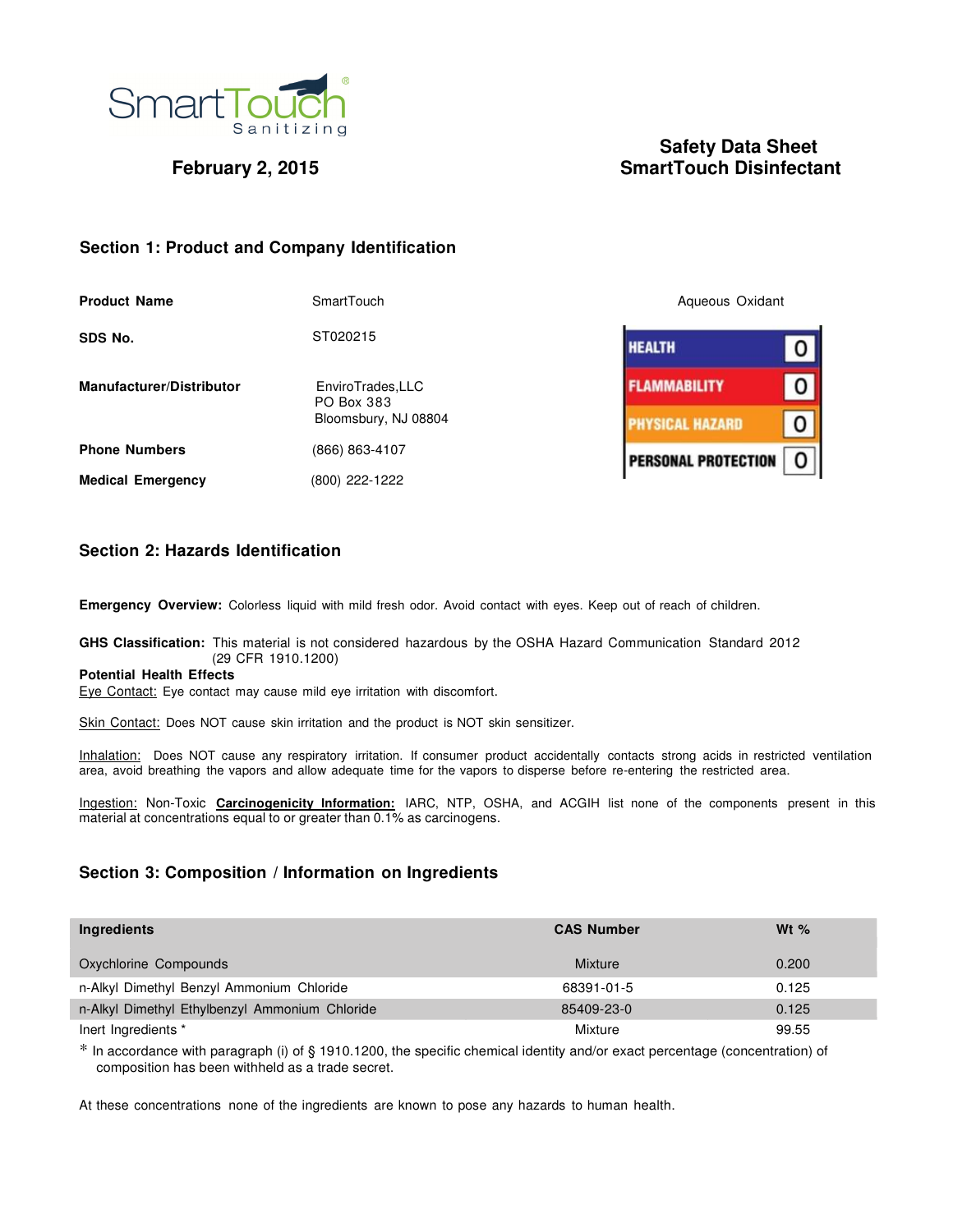SmartTouch Sanitizing

**February 2, 2015**

**Safety Data Sheet**
**SmartTouch Disinfectant**

## Section 1: Product and Company Identification

| | |
|---|---|
| **Product Name** | SmartTouch |
| **SDS No.** | ST020215 |
| **Manufacturer/Distributor** | EnviroTrades,LLC<br>PO Box 383<br>Bloomsbury, NJ 08804 |
| **Phone Numbers** | (866) 863-4107 |
| **Medical Emergency** | (800) 222-1222 |

Aqueous Oxidant

| | |
|---|---|
| HEALTH | 0 |
| FLAMMABILITY | 0 |
| PHYSICAL HAZARD | 0 |
| PERSONAL PROTECTION | 0 |

## Section 2: Hazards Identification

**Emergency Overview:** Colorless liquid with mild fresh odor. Avoid contact with eyes. Keep out of reach of children.

**GHS Classification:** This material is not considered hazardous by the OSHA Hazard Communication Standard 2012 (29 CFR 1910.1200)

**Potential Health Effects**

Eye Contact: Eye contact may cause mild eye irritation with discomfort.

Skin Contact: Does NOT cause skin irritation and the product is NOT skin sensitizer.

Inhalation: Does NOT cause any respiratory irritation. If consumer product accidentally contacts strong acids in restricted ventilation area, avoid breathing the vapors and allow adequate time for the vapors to disperse before re-entering the restricted area.

Ingestion: Non-Toxic **Carcinogenicity Information:** IARC, NTP, OSHA, and ACGIH list none of the components present in this material at concentrations equal to or greater than 0.1% as carcinogens.

## Section 3: Composition / Information on Ingredients

| Ingredients | CAS Number | Wt % |
|---|---|---|
| Oxychlorine Compounds | Mixture | 0.200 |
| n-Alkyl Dimethyl Benzyl Ammonium Chloride | 68391-01-5 | 0.125 |
| n-Alkyl Dimethyl Ethylbenzyl Ammonium Chloride | 85409-23-0 | 0.125 |
| Inert Ingredients * | Mixture | 99.55 |

* In accordance with paragraph (i) of § 1910.1200, the specific chemical identity and/or exact percentage (concentration) of composition has been withheld as a trade secret.

At these concentrations none of the ingredients are known to pose any hazards to human health.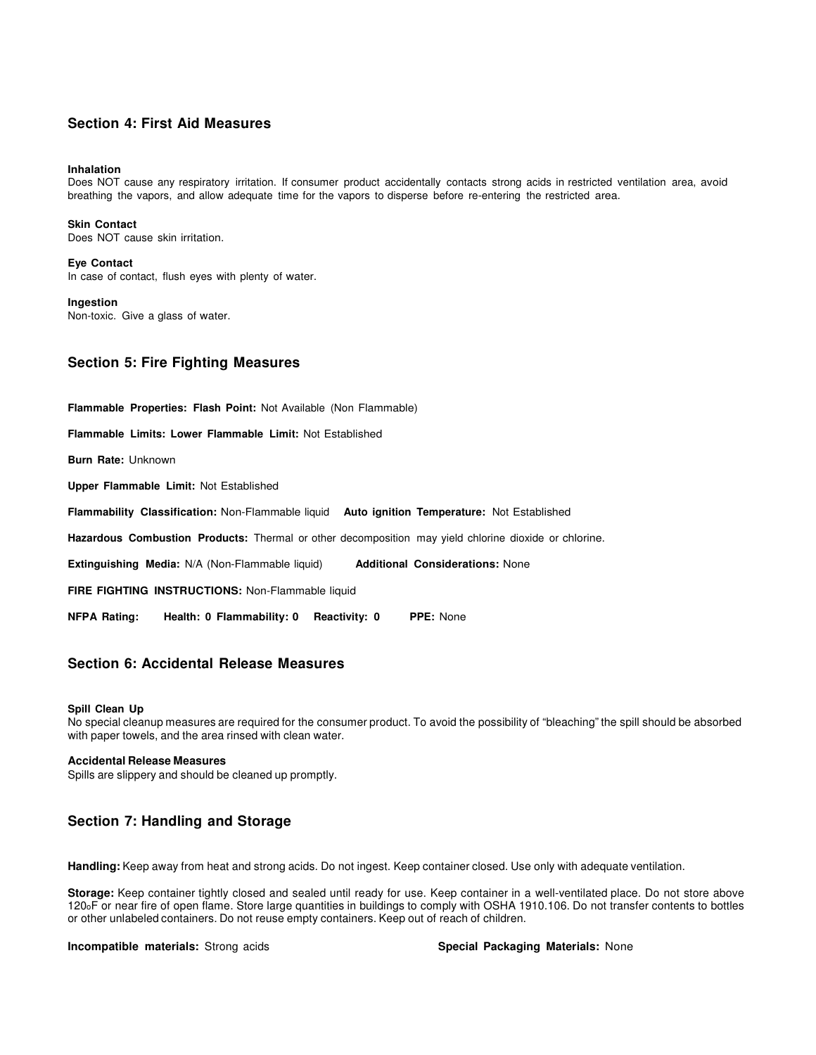## Section 4: First Aid Measures

**Inhalation**
Does NOT cause any respiratory irritation. If consumer product accidentally contacts strong acids in restricted ventilation area, avoid breathing the vapors, and allow adequate time for the vapors to disperse before re-entering the restricted area.

**Skin Contact**
Does NOT cause skin irritation.

**Eye Contact**
In case of contact, flush eyes with plenty of water.

**Ingestion**
Non-toxic. Give a glass of water.

## Section 5: Fire Fighting Measures

**Flammable Properties: Flash Point:** Not Available (Non Flammable)

**Flammable Limits: Lower Flammable Limit:** Not Established

**Burn Rate:** Unknown

**Upper Flammable Limit:** Not Established

**Flammability Classification:** Non-Flammable liquid **Auto ignition Temperature:** Not Established

**Hazardous Combustion Products:** Thermal or other decomposition may yield chlorine dioxide or chlorine.

**Extinguishing Media:** N/A (Non-Flammable liquid) **Additional Considerations:** None

**FIRE FIGHTING INSTRUCTIONS:** Non-Flammable liquid

**NFPA Rating: Health: 0 Flammability: 0 Reactivity: 0 PPE:** None

## Section 6: Accidental Release Measures

**Spill Clean Up**
No special cleanup measures are required for the consumer product. To avoid the possibility of "bleaching" the spill should be absorbed with paper towels, and the area rinsed with clean water.

**Accidental Release Measures**
Spills are slippery and should be cleaned up promptly.

## Section 7: Handling and Storage

**Handling:** Keep away from heat and strong acids. Do not ingest. Keep container closed. Use only with adequate ventilation.

**Storage:** Keep container tightly closed and sealed until ready for use. Keep container in a well-ventilated place. Do not store above 120°F or near fire of open flame. Store large quantities in buildings to comply with OSHA 1910.106. Do not transfer contents to bottles or other unlabeled containers. Do not reuse empty containers. Keep out of reach of children.

**Incompatible materials:** Strong acids **Special Packaging Materials:** None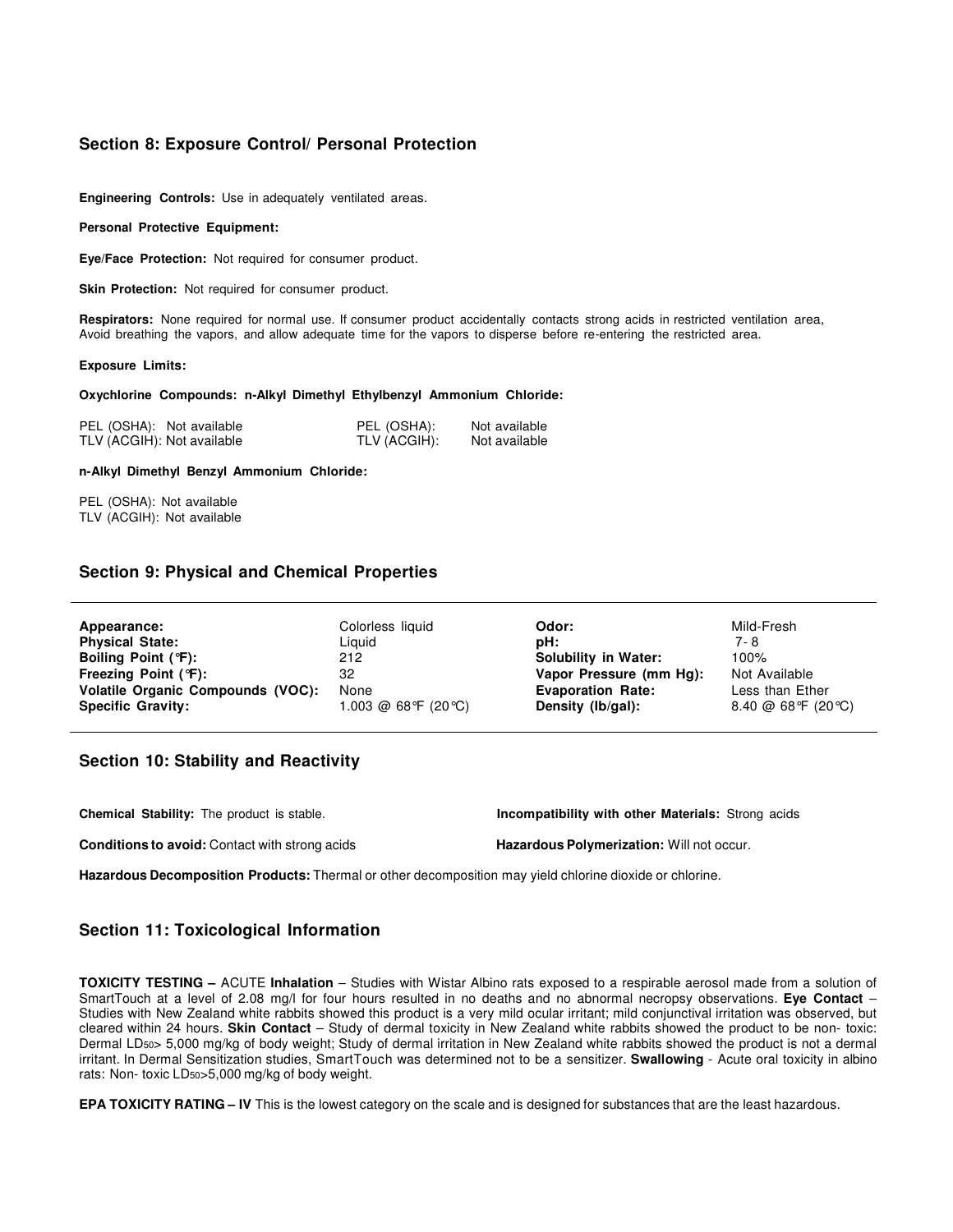## Section 8: Exposure Control/ Personal Protection

**Engineering Controls:** Use in adequately ventilated areas.

**Personal Protective Equipment:**

**Eye/Face Protection:** Not required for consumer product.

**Skin Protection:** Not required for consumer product.

**Respirators:** None required for normal use. If consumer product accidentally contacts strong acids in restricted ventilation area, Avoid breathing the vapors, and allow adequate time for the vapors to disperse before re-entering the restricted area.

**Exposure Limits:**

**Oxychlorine Compounds: n-Alkyl Dimethyl Ethylbenzyl Ammonium Chloride:**

| Oxychlorine Compounds | | n-Alkyl Dimethyl Ethylbenzyl Ammonium Chloride | |
|---|---|---|---|
| PEL (OSHA): | Not available | PEL (OSHA): | Not available |
| TLV (ACGIH): | Not available | TLV (ACGIH): | Not available |

**n-Alkyl Dimethyl Benzyl Ammonium Chloride:**

PEL (OSHA): Not available
TLV (ACGIH): Not available

## Section 9: Physical and Chemical Properties

| Property | Value | Property | Value |
|---|---|---|---|
| **Appearance:** | Colorless liquid | **Odor:** | Mild-Fresh |
| **Physical State:** | Liquid | **pH:** | 7- 8 |
| **Boiling Point (°F):** | 212 | **Solubility in Water:** | 100% |
| **Freezing Point (°F):** | 32 | **Vapor Pressure (mm Hg):** | Not Available |
| **Volatile Organic Compounds (VOC):** | None | **Evaporation Rate:** | Less than Ether |
| **Specific Gravity:** | 1.003 @ 68°F (20°C) | **Density (lb/gal):** | 8.40 @ 68°F (20°C) |

## Section 10: Stability and Reactivity

**Chemical Stability:** The product is stable.

**Incompatibility with other Materials:** Strong acids

**Conditions to avoid:** Contact with strong acids

**Hazardous Polymerization:** Will not occur.

**Hazardous Decomposition Products:** Thermal or other decomposition may yield chlorine dioxide or chlorine.

## Section 11: Toxicological Information

**TOXICITY TESTING –** ACUTE **Inhalation** – Studies with Wistar Albino rats exposed to a respirable aerosol made from a solution of SmartTouch at a level of 2.08 mg/l for four hours resulted in no deaths and no abnormal necropsy observations. **Eye Contact** – Studies with New Zealand white rabbits showed this product is a very mild ocular irritant; mild conjunctival irritation was observed, but cleared within 24 hours. **Skin Contact** – Study of dermal toxicity in New Zealand white rabbits showed the product to be non- toxic: Dermal $LD_{50}$> 5,000 mg/kg of body weight; Study of dermal irritation in New Zealand white rabbits showed the product is not a dermal irritant. In Dermal Sensitization studies, SmartTouch was determined not to be a sensitizer. **Swallowing** - Acute oral toxicity in albino rats: Non- toxic $LD_{50}$>5,000 mg/kg of body weight.

**EPA TOXICITY RATING – IV** This is the lowest category on the scale and is designed for substances that are the least hazardous.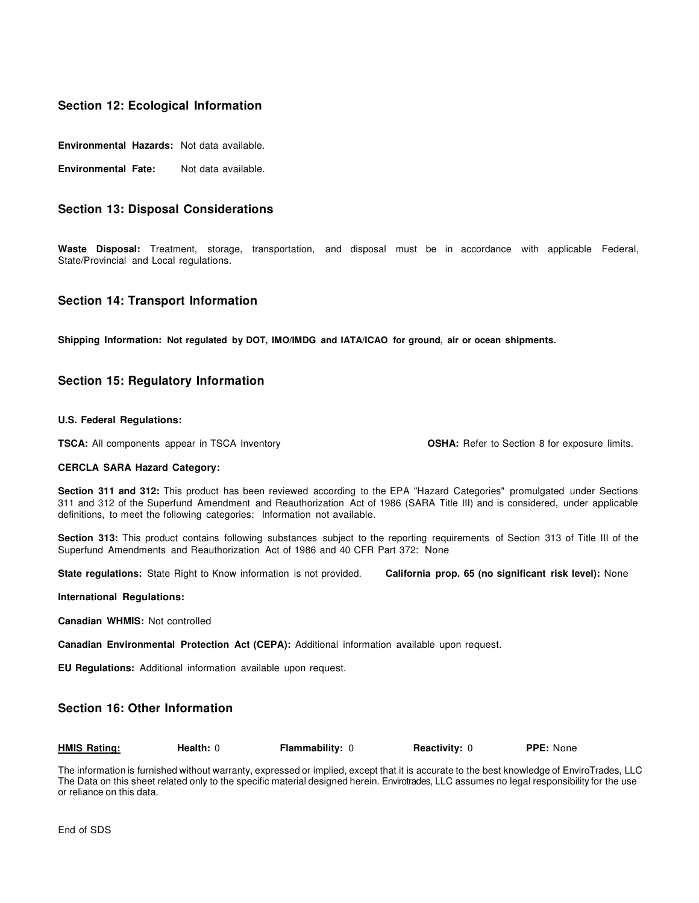## Section 12: Ecological Information

**Environmental Hazards:** Not data available.

**Environmental Fate:** Not data available.

## Section 13: Disposal Considerations

**Waste Disposal:** Treatment, storage, transportation, and disposal must be in accordance with applicable Federal, State/Provincial and Local regulations.

## Section 14: Transport Information

**Shipping Information: Not regulated by DOT, IMO/IMDG and IATA/ICAO for ground, air or ocean shipments.**

## Section 15: Regulatory Information

**U.S. Federal Regulations:**

**TSCA:** All components appear in TSCA Inventory

**OSHA:** Refer to Section 8 for exposure limits.

**CERCLA SARA Hazard Category:**

**Section 311 and 312:** This product has been reviewed according to the EPA "Hazard Categories" promulgated under Sections 311 and 312 of the Superfund Amendment and Reauthorization Act of 1986 (SARA Title III) and is considered, under applicable definitions, to meet the following categories: Information not available.

**Section 313:** This product contains following substances subject to the reporting requirements of Section 313 of Title III of the Superfund Amendments and Reauthorization Act of 1986 and 40 CFR Part 372: None

**State regulations:** State Right to Know information is not provided.

**California prop. 65 (no significant risk level):** None

**International Regulations:**

**Canadian WHMIS:** Not controlled

**Canadian Environmental Protection Act (CEPA):** Additional information available upon request.

**EU Regulations:** Additional information available upon request.

## Section 16: Other Information

**HMIS Rating:** **Health:** 0 **Flammability:** 0 **Reactivity:** 0 **PPE:** None

The information is furnished without warranty, expressed or implied, except that it is accurate to the best knowledge of EnviroTrades, LLC The Data on this sheet related only to the specific material designed herein. Envirotrades, LLC assumes no legal responsibility for the use or reliance on this data.

End of SDS